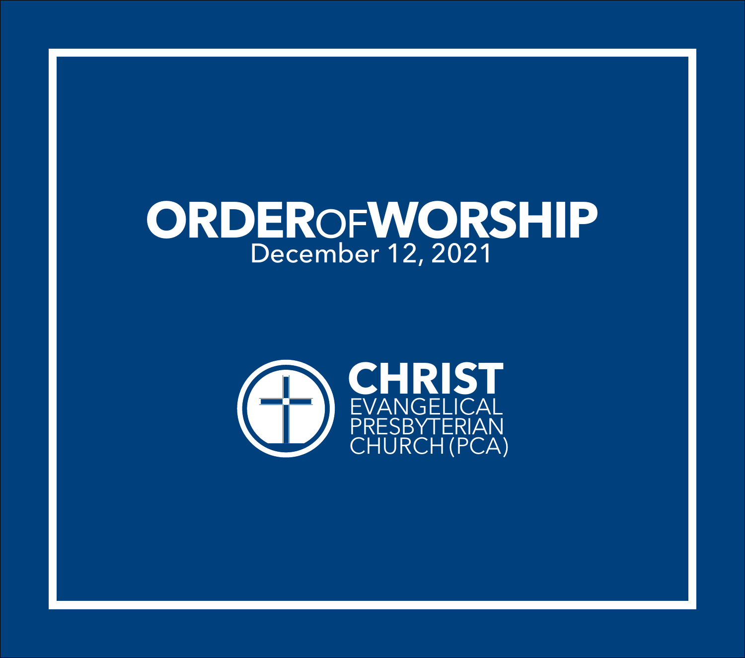# ORDER OF WORSHIP

December 12, 2021

CHRIST
EVANGELICAL
PRESBYTERIAN
CHURCH (PCA)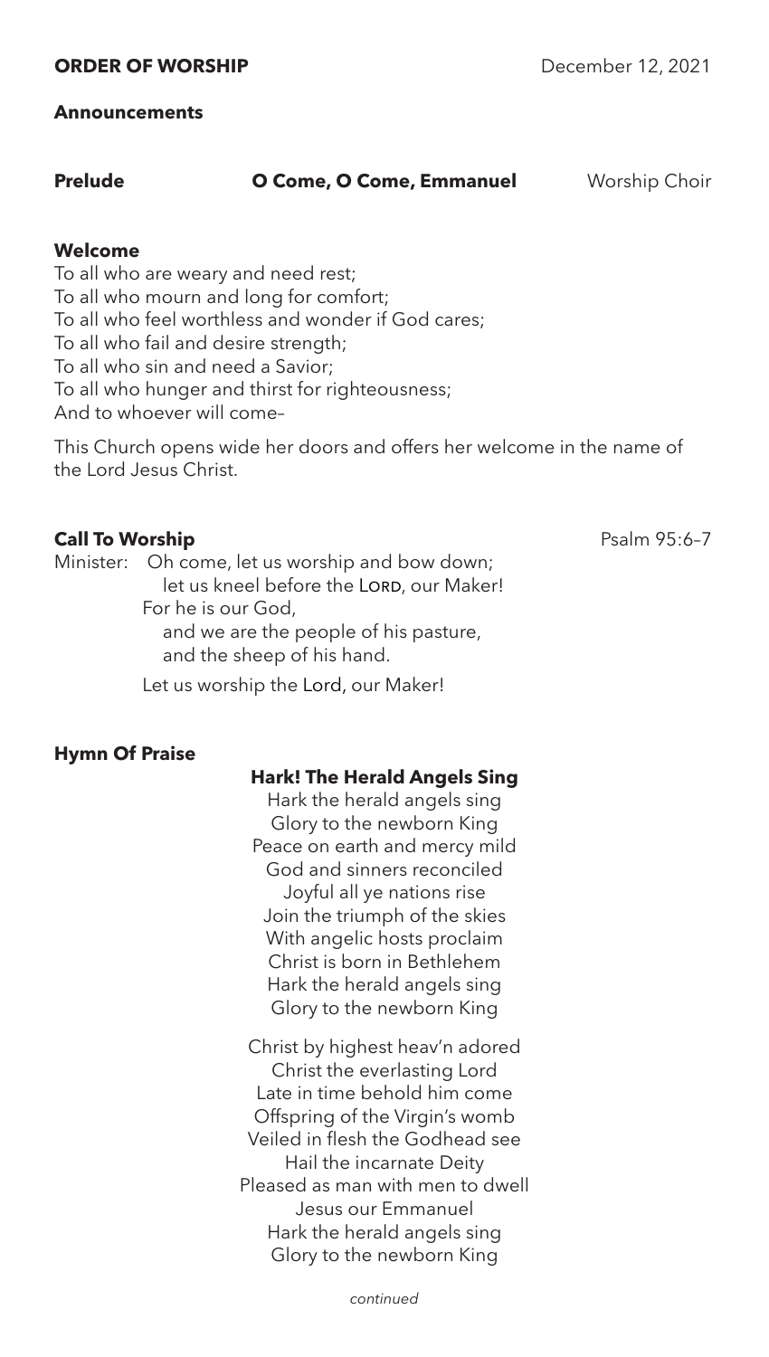**ORDER OF WORSHIP** December 12, 2021

**Announcements**

**Prelude** **O Come, O Come, Emmanuel** Worship Choir

**Welcome**

To all who are weary and need rest;
To all who mourn and long for comfort;
To all who feel worthless and wonder if God cares;
To all who fail and desire strength;
To all who sin and need a Savior;
To all who hunger and thirst for righteousness;
And to whoever will come–

This Church opens wide her doors and offers her welcome in the name of the Lord Jesus Christ.

**Call To Worship** Psalm 95:6–7

Minister: Oh come, let us worship and bow down;
let us kneel before the LORD, our Maker!
For he is our God,
and we are the people of his pasture,
and the sheep of his hand.

Let us worship the Lord, our Maker!

**Hymn Of Praise**

**Hark! The Herald Angels Sing**

Hark the herald angels sing
Glory to the newborn King
Peace on earth and mercy mild
God and sinners reconciled
Joyful all ye nations rise
Join the triumph of the skies
With angelic hosts proclaim
Christ is born in Bethlehem
Hark the herald angels sing
Glory to the newborn King

Christ by highest heav'n adored
Christ the everlasting Lord
Late in time behold him come
Offspring of the Virgin's womb
Veiled in flesh the Godhead see
Hail the incarnate Deity
Pleased as man with men to dwell
Jesus our Emmanuel
Hark the herald angels sing
Glory to the newborn King

*continued*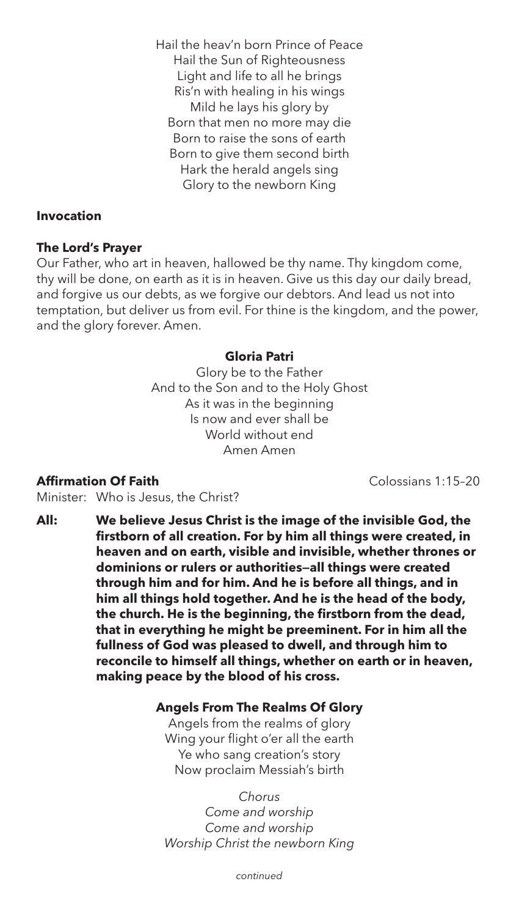Hail the heav'n born Prince of Peace
Hail the Sun of Righteousness
Light and life to all he brings
Ris'n with healing in his wings
Mild he lays his glory by
Born that men no more may die
Born to raise the sons of earth
Born to give them second birth
Hark the herald angels sing
Glory to the newborn King

**Invocation**

**The Lord's Prayer**

Our Father, who art in heaven, hallowed be thy name. Thy kingdom come, thy will be done, on earth as it is in heaven. Give us this day our daily bread, and forgive us our debts, as we forgive our debtors. And lead us not into temptation, but deliver us from evil. For thine is the kingdom, and the power, and the glory forever. Amen.

**Gloria Patri**

Glory be to the Father
And to the Son and to the Holy Ghost
As it was in the beginning
Is now and ever shall be
World without end
Amen Amen

**Affirmation Of Faith** Colossians 1:15–20

Minister: Who is Jesus, the Christ?

**All: We believe Jesus Christ is the image of the invisible God, the firstborn of all creation. For by him all things were created, in heaven and on earth, visible and invisible, whether thrones or dominions or rulers or authorities—all things were created through him and for him. And he is before all things, and in him all things hold together. And he is the head of the body, the church. He is the beginning, the firstborn from the dead, that in everything he might be preeminent. For in him all the fullness of God was pleased to dwell, and through him to reconcile to himself all things, whether on earth or in heaven, making peace by the blood of his cross.**

**Angels From The Realms Of Glory**

Angels from the realms of glory
Wing your flight o'er all the earth
Ye who sang creation's story
Now proclaim Messiah's birth

*Chorus*
*Come and worship*
*Come and worship*
*Worship Christ the newborn King*

*continued*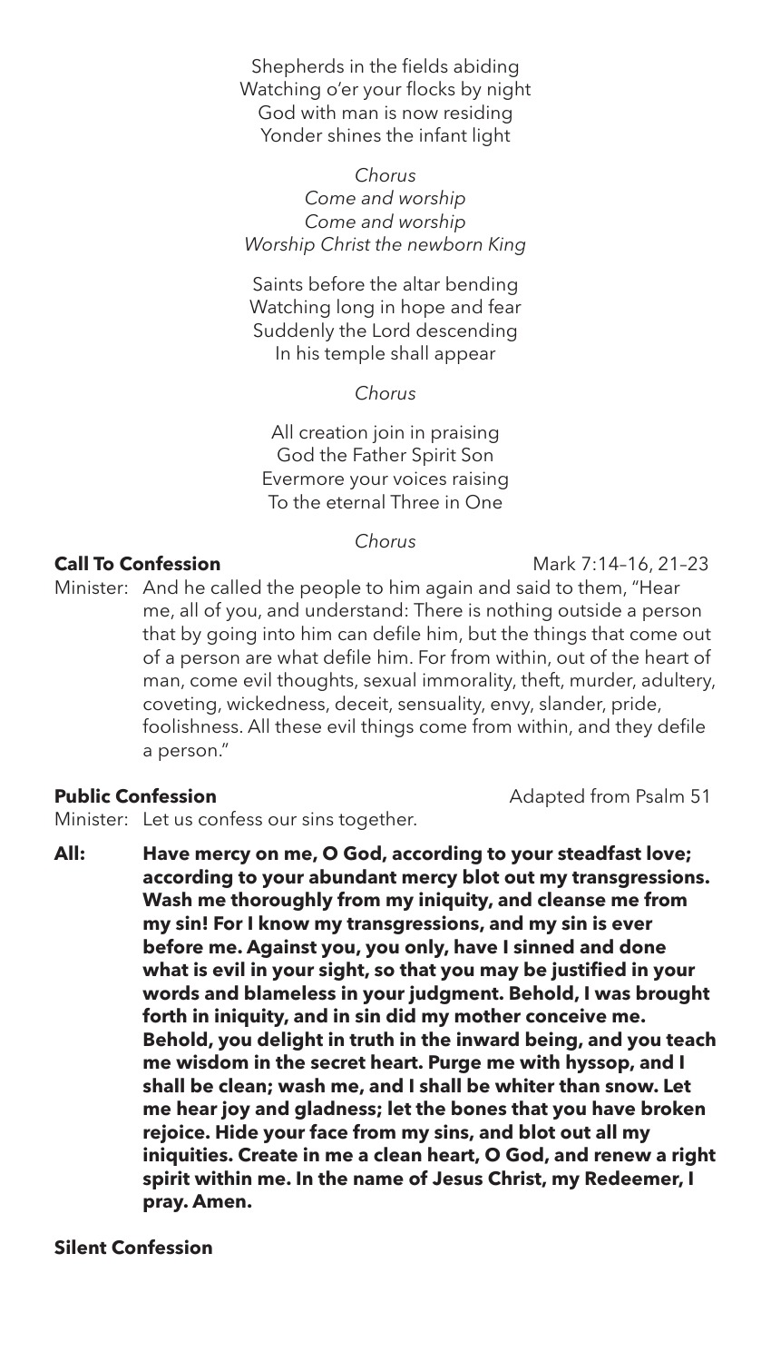Shepherds in the fields abiding
Watching o'er your flocks by night
God with man is now residing
Yonder shines the infant light

*Chorus*
*Come and worship*
*Come and worship*
*Worship Christ the newborn King*

Saints before the altar bending
Watching long in hope and fear
Suddenly the Lord descending
In his temple shall appear

*Chorus*

All creation join in praising
God the Father Spirit Son
Evermore your voices raising
To the eternal Three in One

*Chorus*

**Call To Confession** Mark 7:14–16, 21–23

Minister: And he called the people to him again and said to them, "Hear me, all of you, and understand: There is nothing outside a person that by going into him can defile him, but the things that come out of a person are what defile him. For from within, out of the heart of man, come evil thoughts, sexual immorality, theft, murder, adultery, coveting, wickedness, deceit, sensuality, envy, slander, pride, foolishness. All these evil things come from within, and they defile a person."

**Public Confession** Adapted from Psalm 51

Minister: Let us confess our sins together.

**All: Have mercy on me, O God, according to your steadfast love; according to your abundant mercy blot out my transgressions. Wash me thoroughly from my iniquity, and cleanse me from my sin! For I know my transgressions, and my sin is ever before me. Against you, you only, have I sinned and done what is evil in your sight, so that you may be justified in your words and blameless in your judgment. Behold, I was brought forth in iniquity, and in sin did my mother conceive me. Behold, you delight in truth in the inward being, and you teach me wisdom in the secret heart. Purge me with hyssop, and I shall be clean; wash me, and I shall be whiter than snow. Let me hear joy and gladness; let the bones that you have broken rejoice. Hide your face from my sins, and blot out all my iniquities. Create in me a clean heart, O God, and renew a right spirit within me. In the name of Jesus Christ, my Redeemer, I pray. Amen.**

**Silent Confession**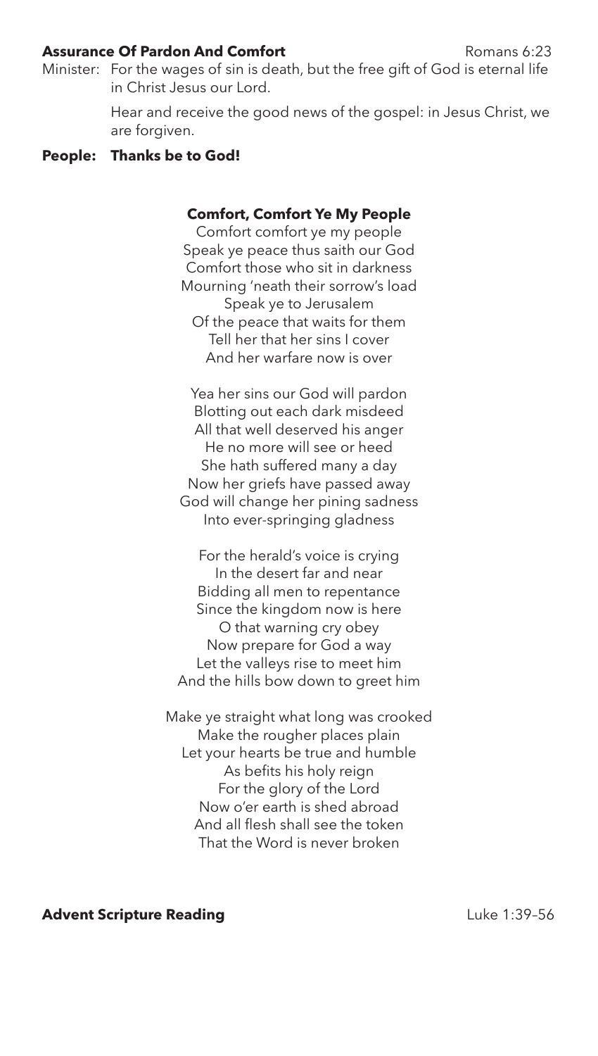**Assurance Of Pardon And Comfort** Romans 6:23

Minister: For the wages of sin is death, but the free gift of God is eternal life in Christ Jesus our Lord.

Hear and receive the good news of the gospel: in Jesus Christ, we are forgiven.

**People: Thanks be to God!**

**Comfort, Comfort Ye My People**

Comfort comfort ye my people
Speak ye peace thus saith our God
Comfort those who sit in darkness
Mourning 'neath their sorrow's load
Speak ye to Jerusalem
Of the peace that waits for them
Tell her that her sins I cover
And her warfare now is over

Yea her sins our God will pardon
Blotting out each dark misdeed
All that well deserved his anger
He no more will see or heed
She hath suffered many a day
Now her griefs have passed away
God will change her pining sadness
Into ever-springing gladness

For the herald's voice is crying
In the desert far and near
Bidding all men to repentance
Since the kingdom now is here
O that warning cry obey
Now prepare for God a way
Let the valleys rise to meet him
And the hills bow down to greet him

Make ye straight what long was crooked
Make the rougher places plain
Let your hearts be true and humble
As befits his holy reign
For the glory of the Lord
Now o'er earth is shed abroad
And all flesh shall see the token
That the Word is never broken

**Advent Scripture Reading** Luke 1:39–56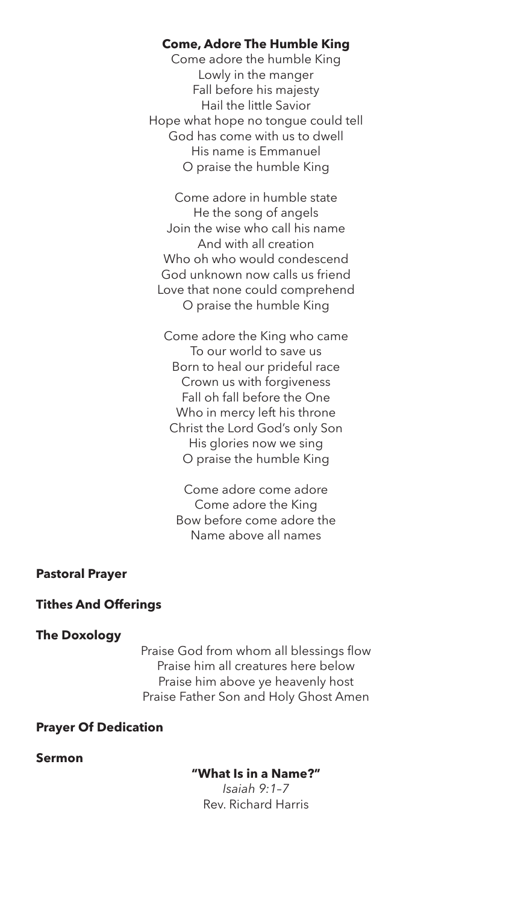**Come, Adore The Humble King**

Come adore the humble King
Lowly in the manger
Fall before his majesty
Hail the little Savior
Hope what hope no tongue could tell
God has come with us to dwell
His name is Emmanuel
O praise the humble King

Come adore in humble state
He the song of angels
Join the wise who call his name
And with all creation
Who oh who would condescend
God unknown now calls us friend
Love that none could comprehend
O praise the humble King

Come adore the King who came
To our world to save us
Born to heal our prideful race
Crown us with forgiveness
Fall oh fall before the One
Who in mercy left his throne
Christ the Lord God's only Son
His glories now we sing
O praise the humble King

Come adore come adore
Come adore the King
Bow before come adore the
Name above all names

**Pastoral Prayer**

**Tithes And Offerings**

**The Doxology**

Praise God from whom all blessings flow
Praise him all creatures here below
Praise him above ye heavenly host
Praise Father Son and Holy Ghost Amen

**Prayer Of Dedication**

**Sermon**

**"What Is in a Name?"**
*Isaiah 9:1–7*
Rev. Richard Harris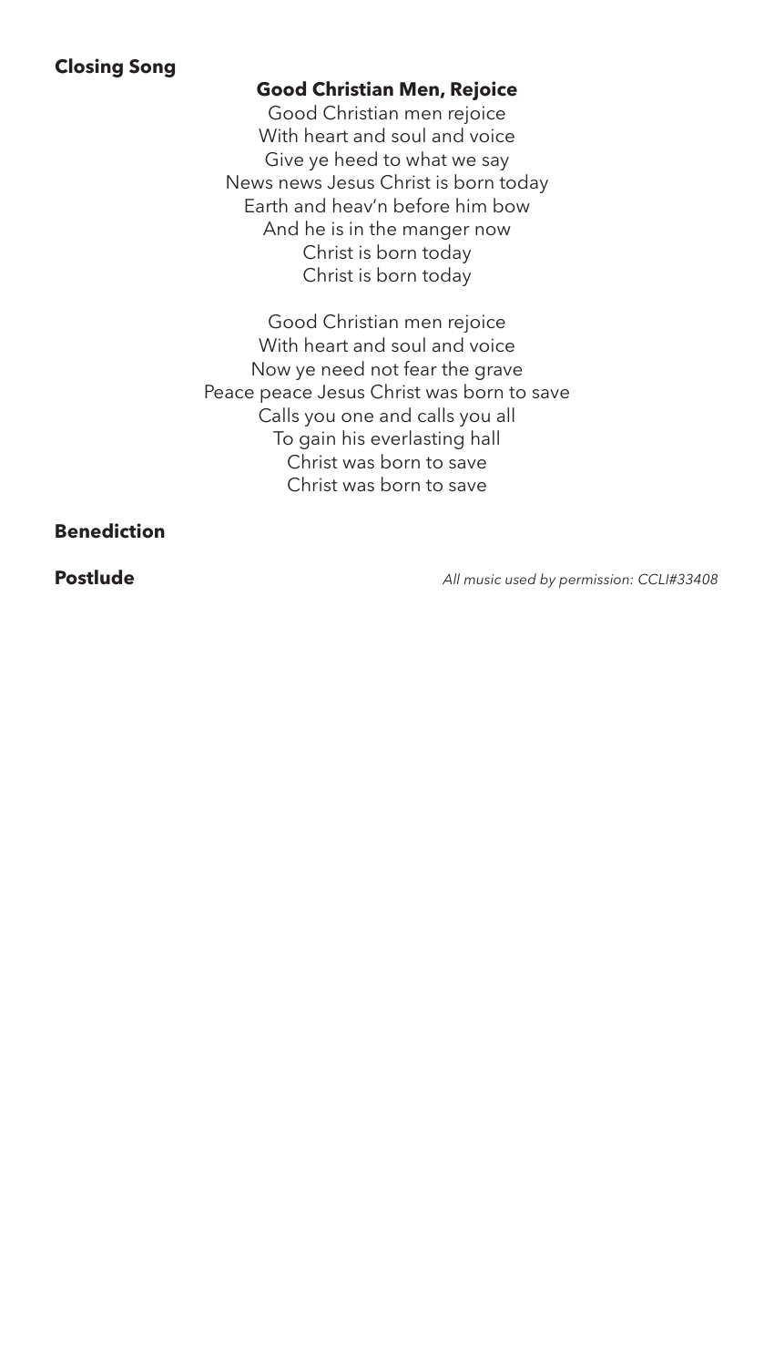## Closing Song

### Good Christian Men, Rejoice

Good Christian men rejoice
With heart and soul and voice
Give ye heed to what we say
News news Jesus Christ is born today
Earth and heav'n before him bow
And he is in the manger now
Christ is born today
Christ is born today

Good Christian men rejoice
With heart and soul and voice
Now ye need not fear the grave
Peace peace Jesus Christ was born to save
Calls you one and calls you all
To gain his everlasting hall
Christ was born to save
Christ was born to save

## Benediction

## Postlude

*All music used by permission: CCLI#33408*